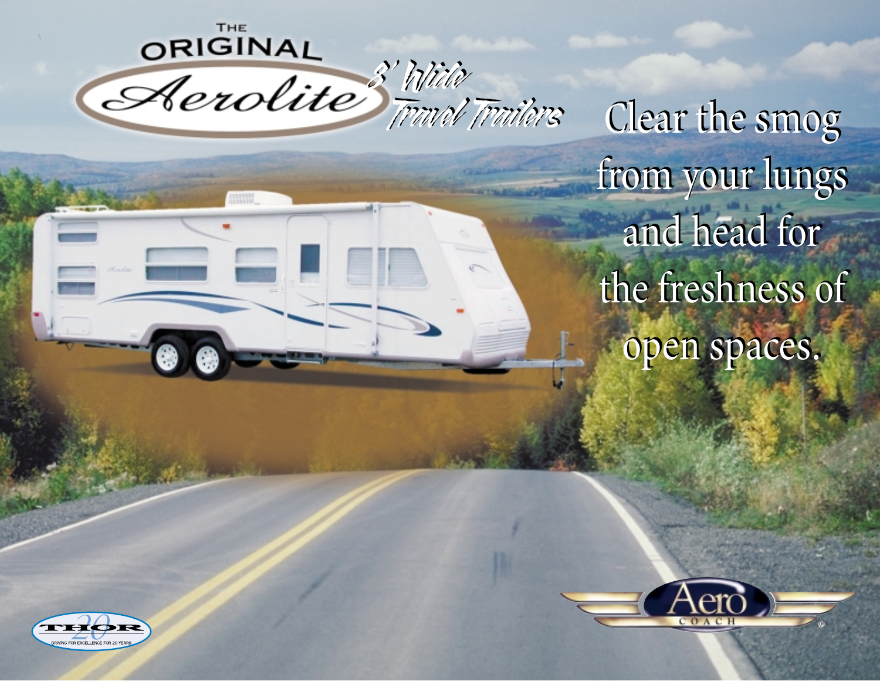# THE ORIGINAL Aerolite

## 8' Wide Travel Trailers

Clear the smog from your lungs and head for the freshness of open spaces.

Aero COACH

THOR 20 DRIVING FOR EXCELLENCE FOR 20 YEARS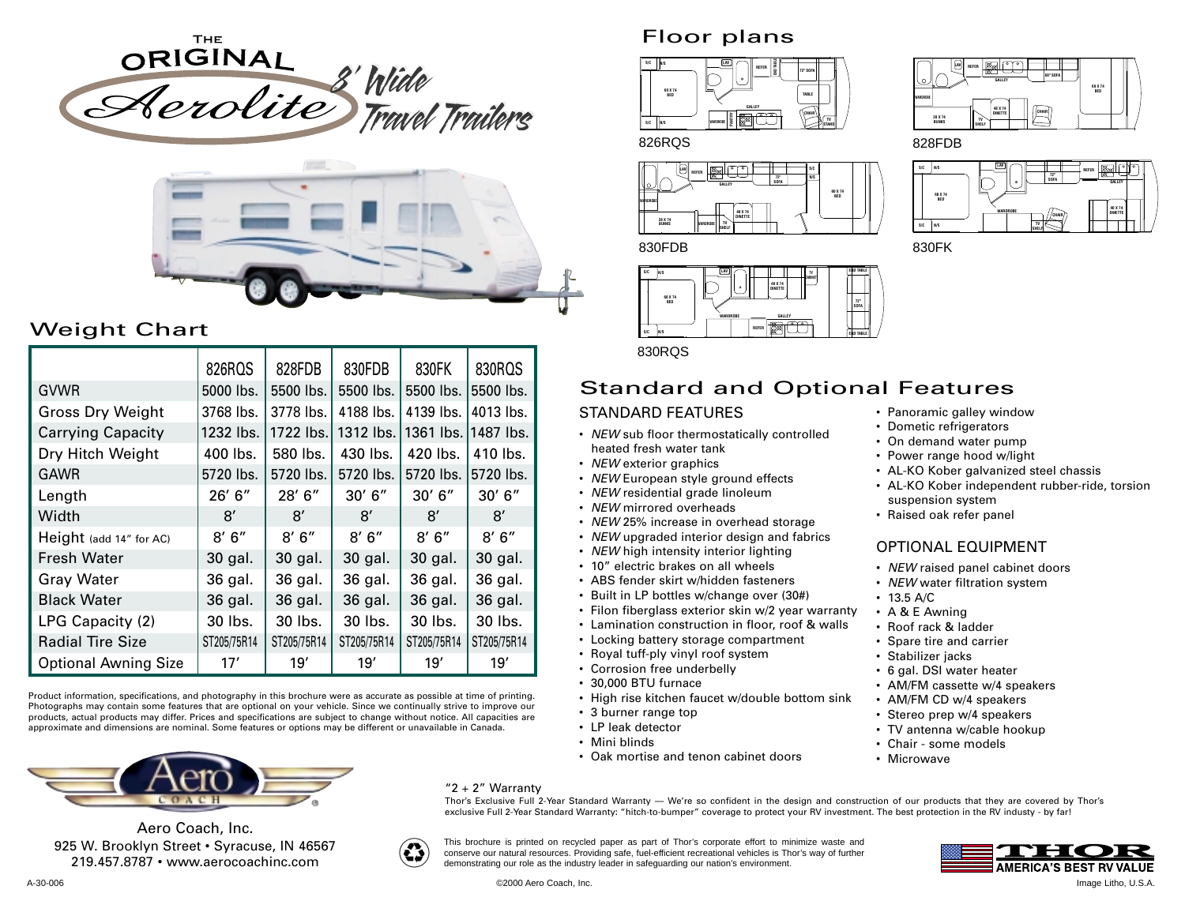# The Original Aerolite 8' Wide Travel Trailers

## Floor plans

826RQS

828FDB

830FDB

830FK

830RQS

## Weight Chart

| | 826RQS | 828FDB | 830FDB | 830FK | 830RQS |
|---|---|---|---|---|---|
| GVWR | 5000 lbs. | 5500 lbs. | 5500 lbs. | 5500 lbs. | 5500 lbs. |
| Gross Dry Weight | 3768 lbs. | 3778 lbs. | 4188 lbs. | 4139 lbs. | 4013 lbs. |
| Carrying Capacity | 1232 lbs. | 1722 lbs. | 1312 lbs. | 1361 lbs. | 1487 lbs. |
| Dry Hitch Weight | 400 lbs. | 580 lbs. | 430 lbs. | 420 lbs. | 410 lbs. |
| GAWR | 5720 lbs. | 5720 lbs. | 5720 lbs. | 5720 lbs. | 5720 lbs. |
| Length | 26′ 6″ | 28′ 6″ | 30′ 6″ | 30′ 6″ | 30′ 6″ |
| Width | 8′ | 8′ | 8′ | 8′ | 8′ |
| Height (add 14″ for AC) | 8′ 6″ | 8′ 6″ | 8′ 6″ | 8′ 6″ | 8′ 6″ |
| Fresh Water | 30 gal. | 30 gal. | 30 gal. | 30 gal. | 30 gal. |
| Gray Water | 36 gal. | 36 gal. | 36 gal. | 36 gal. | 36 gal. |
| Black Water | 36 gal. | 36 gal. | 36 gal. | 36 gal. | 36 gal. |
| LPG Capacity (2) | 30 lbs. | 30 lbs. | 30 lbs. | 30 lbs. | 30 lbs. |
| Radial Tire Size | ST205/75R14 | ST205/75R14 | ST205/75R14 | ST205/75R14 | ST205/75R14 |
| Optional Awning Size | 17′ | 19′ | 19′ | 19′ | 19′ |

Product information, specifications, and photography in this brochure were as accurate as possible at time of printing. Photographs may contain some features that are optional on your vehicle. Since we continually strive to improve our products, actual products may differ. Prices and specifications are subject to change without notice. All capacities are approximate and dimensions are nominal. Some features or options may be different or unavailable in Canada.

## Standard and Optional Features

### STANDARD FEATURES

- *NEW* sub floor thermostatically controlled heated fresh water tank
- *NEW* exterior graphics
- *NEW* European style ground effects
- *NEW* residential grade linoleum
- *NEW* mirrored overheads
- *NEW* 25% increase in overhead storage
- *NEW* upgraded interior design and fabrics
- *NEW* high intensity interior lighting
- 10″ electric brakes on all wheels
- ABS fender skirt w/hidden fasteners
- Built in LP bottles w/change over (30#)
- Filon fiberglass exterior skin w/2 year warranty
- Lamination construction in floor, roof & walls
- Locking battery storage compartment
- Royal tuff-ply vinyl roof system
- Corrosion free underbelly
- 30,000 BTU furnace
- High rise kitchen faucet w/double bottom sink
- 3 burner range top
- LP leak detector
- Mini blinds
- Oak mortise and tenon cabinet doors
- Panoramic galley window
- Dometic refrigerators
- On demand water pump
- Power range hood w/light
- AL-KO Kober galvanized steel chassis
- AL-KO Kober independent rubber-ride, torsion suspension system
- Raised oak refer panel

### OPTIONAL EQUIPMENT

- *NEW* raised panel cabinet doors
- *NEW* water filtration system
- 13.5 A/C
- A & E Awning
- Roof rack & ladder
- Spare tire and carrier
- Stabilizer jacks
- 6 gal. DSI water heater
- AM/FM cassette w/4 speakers
- AM/FM CD w/4 speakers
- Stereo prep w/4 speakers
- TV antenna w/cable hookup
- Chair - some models
- Microwave

"2 + 2" Warranty

Thor's Exclusive Full 2-Year Standard Warranty — We're so confident in the design and construction of our products that they are covered by Thor's exclusive Full 2-Year Standard Warranty: "hitch-to-bumper" coverage to protect your RV investment. The best protection in the RV industy - by far!

This brochure is printed on recycled paper as part of Thor's corporate effort to minimize waste and conserve our natural resources. Providing safe, fuel-efficient recreational vehicles is Thor's way of further demonstrating our role as the industry leader in safeguarding our nation's environment.

Aero Coach, Inc.
925 W. Brooklyn Street • Syracuse, IN 46567
219.457.8787 • www.aerocoachinc.com

THOR AMERICA'S BEST RV VALUE

A-30-006

©2000 Aero Coach, Inc.

Image Litho, U.S.A.